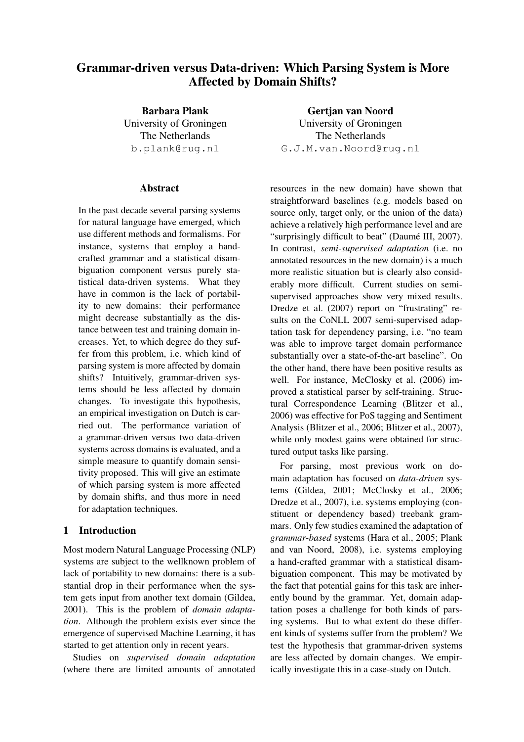# Grammar-driven versus Data-driven: Which Parsing System is More Affected by Domain Shifts?

**Barbara Plank**
University of Groningen
The Netherlands
b.plank@rug.nl

**Gertjan van Noord**
University of Groningen
The Netherlands
G.J.M.van.Noord@rug.nl

## Abstract

In the past decade several parsing systems for natural language have emerged, which use different methods and formalisms. For instance, systems that employ a hand-crafted grammar and a statistical disambiguation component versus purely statistical data-driven systems. What they have in common is the lack of portability to new domains: their performance might decrease substantially as the distance between test and training domain increases. Yet, to which degree do they suffer from this problem, i.e. which kind of parsing system is more affected by domain shifts? Intuitively, grammar-driven systems should be less affected by domain changes. To investigate this hypothesis, an empirical investigation on Dutch is carried out. The performance variation of a grammar-driven versus two data-driven systems across domains is evaluated, and a simple measure to quantify domain sensitivity proposed. This will give an estimate of which parsing system is more affected by domain shifts, and thus more in need for adaptation techniques.

## 1 Introduction

Most modern Natural Language Processing (NLP) systems are subject to the wellknown problem of lack of portability to new domains: there is a substantial drop in their performance when the system gets input from another text domain (Gildea, 2001). This is the problem of *domain adaptation*. Although the problem exists ever since the emergence of supervised Machine Learning, it has started to get attention only in recent years.

Studies on *supervised domain adaptation* (where there are limited amounts of annotated resources in the new domain) have shown that straightforward baselines (e.g. models based on source only, target only, or the union of the data) achieve a relatively high performance level and are "surprisingly difficult to beat" (Daumé III, 2007). In contrast, *semi-supervised adaptation* (i.e. no annotated resources in the new domain) is a much more realistic situation but is clearly also considerably more difficult. Current studies on semi-supervised approaches show very mixed results. Dredze et al. (2007) report on "frustrating" results on the CoNLL 2007 semi-supervised adaptation task for dependency parsing, i.e. "no team was able to improve target domain performance substantially over a state-of-the-art baseline". On the other hand, there have been positive results as well. For instance, McClosky et al. (2006) improved a statistical parser by self-training. Structural Correspondence Learning (Blitzer et al., 2006) was effective for PoS tagging and Sentiment Analysis (Blitzer et al., 2006; Blitzer et al., 2007), while only modest gains were obtained for structured output tasks like parsing.

For parsing, most previous work on domain adaptation has focused on *data-driven* systems (Gildea, 2001; McClosky et al., 2006; Dredze et al., 2007), i.e. systems employing (constituent or dependency based) treebank grammars. Only few studies examined the adaptation of *grammar-based* systems (Hara et al., 2005; Plank and van Noord, 2008), i.e. systems employing a hand-crafted grammar with a statistical disambiguation component. This may be motivated by the fact that potential gains for this task are inherently bound by the grammar. Yet, domain adaptation poses a challenge for both kinds of parsing systems. But to what extent do these different kinds of systems suffer from the problem? We test the hypothesis that grammar-driven systems are less affected by domain changes. We empirically investigate this in a case-study on Dutch.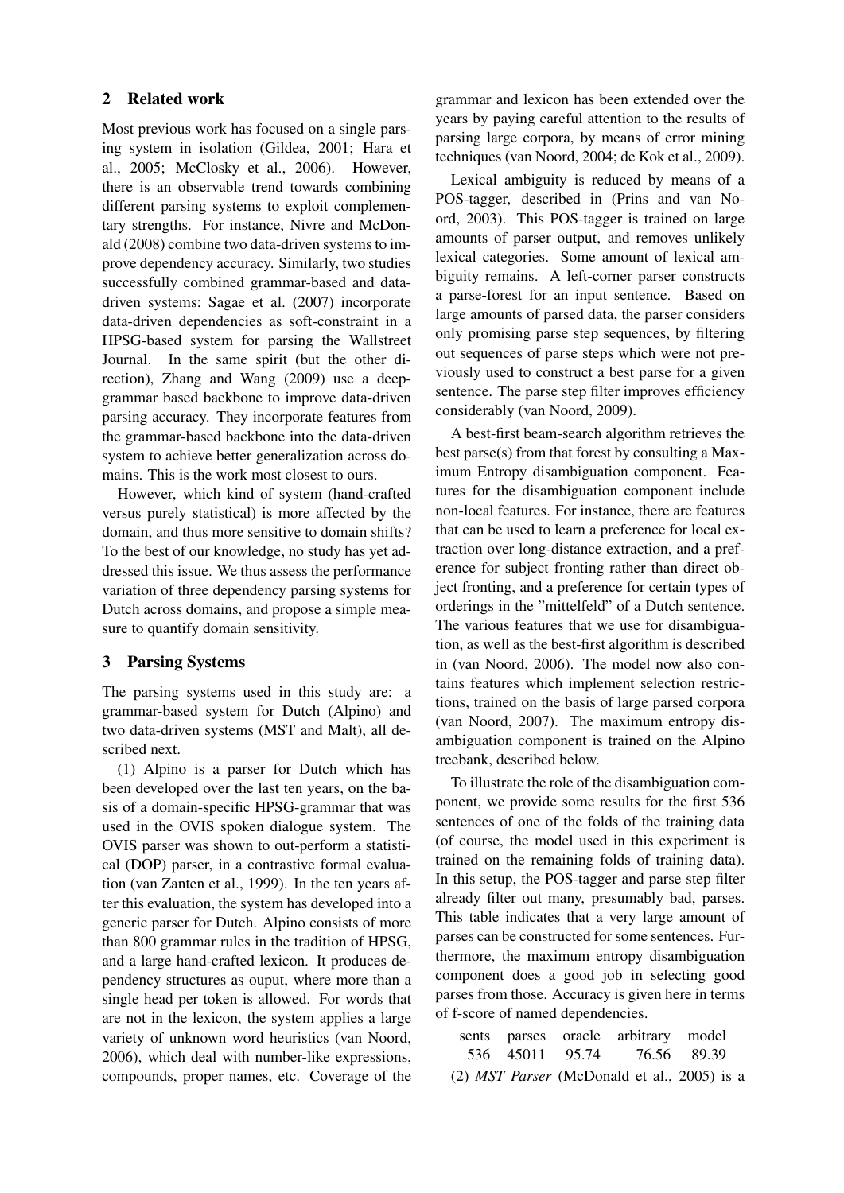## 2 Related work

Most previous work has focused on a single parsing system in isolation (Gildea, 2001; Hara et al., 2005; McClosky et al., 2006). However, there is an observable trend towards combining different parsing systems to exploit complementary strengths. For instance, Nivre and McDonald (2008) combine two data-driven systems to improve dependency accuracy. Similarly, two studies successfully combined grammar-based and data-driven systems: Sagae et al. (2007) incorporate data-driven dependencies as soft-constraint in a HPSG-based system for parsing the Wallstreet Journal. In the same spirit (but the other direction), Zhang and Wang (2009) use a deep-grammar based backbone to improve data-driven parsing accuracy. They incorporate features from the grammar-based backbone into the data-driven system to achieve better generalization across domains. This is the work most closest to ours.

However, which kind of system (hand-crafted versus purely statistical) is more affected by the domain, and thus more sensitive to domain shifts? To the best of our knowledge, no study has yet addressed this issue. We thus assess the performance variation of three dependency parsing systems for Dutch across domains, and propose a simple measure to quantify domain sensitivity.

## 3 Parsing Systems

The parsing systems used in this study are: a grammar-based system for Dutch (Alpino) and two data-driven systems (MST and Malt), all described next.

(1) Alpino is a parser for Dutch which has been developed over the last ten years, on the basis of a domain-specific HPSG-grammar that was used in the OVIS spoken dialogue system. The OVIS parser was shown to out-perform a statistical (DOP) parser, in a contrastive formal evaluation (van Zanten et al., 1999). In the ten years after this evaluation, the system has developed into a generic parser for Dutch. Alpino consists of more than 800 grammar rules in the tradition of HPSG, and a large hand-crafted lexicon. It produces dependency structures as ouput, where more than a single head per token is allowed. For words that are not in the lexicon, the system applies a large variety of unknown word heuristics (van Noord, 2006), which deal with number-like expressions, compounds, proper names, etc. Coverage of the grammar and lexicon has been extended over the years by paying careful attention to the results of parsing large corpora, by means of error mining techniques (van Noord, 2004; de Kok et al., 2009).

Lexical ambiguity is reduced by means of a POS-tagger, described in (Prins and van Noord, 2003). This POS-tagger is trained on large amounts of parser output, and removes unlikely lexical categories. Some amount of lexical ambiguity remains. A left-corner parser constructs a parse-forest for an input sentence. Based on large amounts of parsed data, the parser considers only promising parse step sequences, by filtering out sequences of parse steps which were not previously used to construct a best parse for a given sentence. The parse step filter improves efficiency considerably (van Noord, 2009).

A best-first beam-search algorithm retrieves the best parse(s) from that forest by consulting a Maximum Entropy disambiguation component. Features for the disambiguation component include non-local features. For instance, there are features that can be used to learn a preference for local extraction over long-distance extraction, and a preference for subject fronting rather than direct object fronting, and a preference for certain types of orderings in the "mittelfeld" of a Dutch sentence. The various features that we use for disambiguation, as well as the best-first algorithm is described in (van Noord, 2006). The model now also contains features which implement selection restrictions, trained on the basis of large parsed corpora (van Noord, 2007). The maximum entropy disambiguation component is trained on the Alpino treebank, described below.

To illustrate the role of the disambiguation component, we provide some results for the first 536 sentences of one of the folds of the training data (of course, the model used in this experiment is trained on the remaining folds of training data). In this setup, the POS-tagger and parse step filter already filter out many, presumably bad, parses. This table indicates that a very large amount of parses can be constructed for some sentences. Furthermore, the maximum entropy disambiguation component does a good job in selecting good parses from those. Accuracy is given here in terms of f-score of named dependencies.

| sents | parses | oracle | arbitrary | model |
|---|---|---|---|---|
| 536 | 45011 | 95.74 | 76.56 | 89.39 |

(2) *MST Parser* (McDonald et al., 2005) is a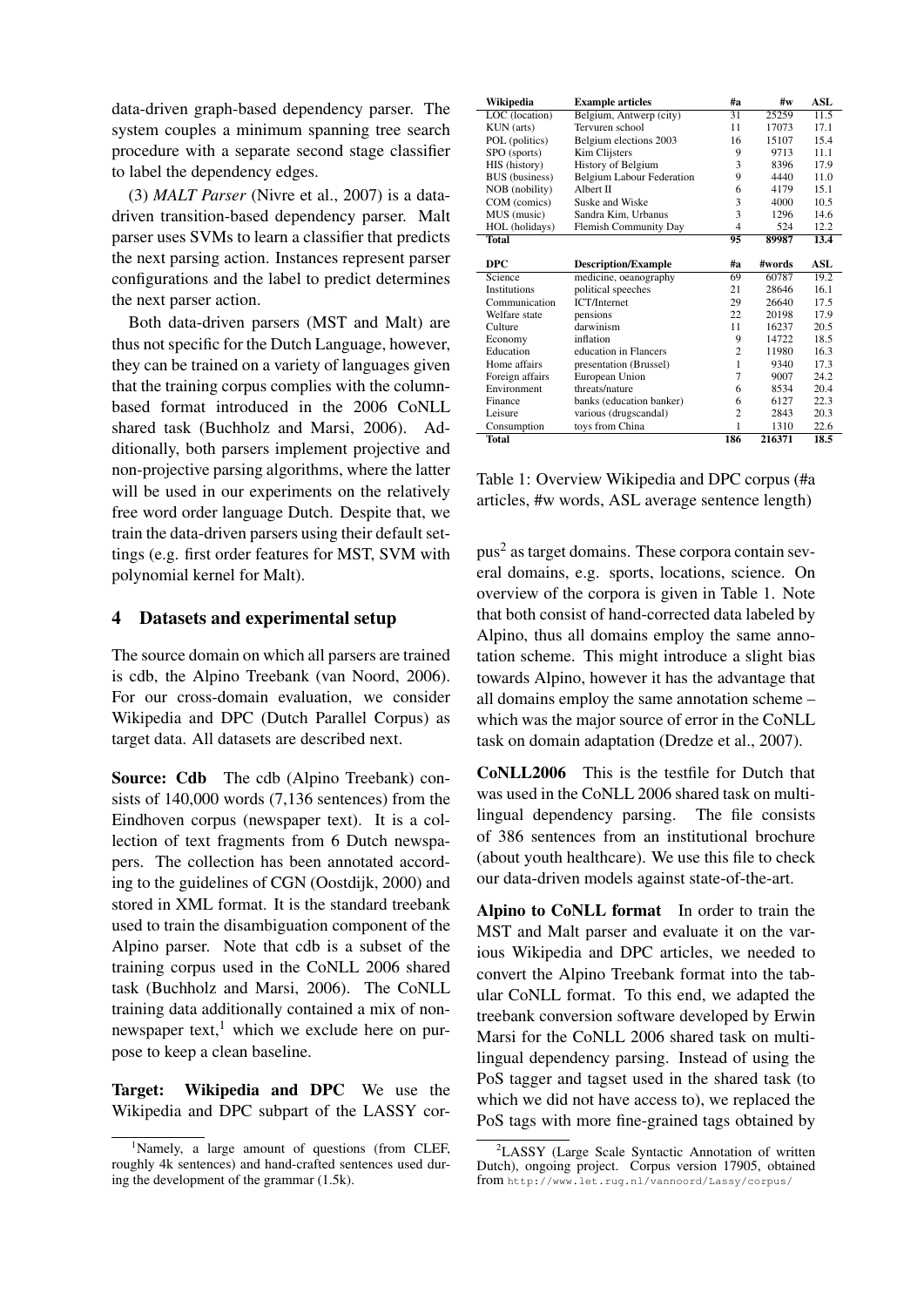data-driven graph-based dependency parser. The system couples a minimum spanning tree search procedure with a separate second stage classifier to label the dependency edges.

(3) *MALT Parser* (Nivre et al., 2007) is a data-driven transition-based dependency parser. Malt parser uses SVMs to learn a classifier that predicts the next parsing action. Instances represent parser configurations and the label to predict determines the next parser action.

Both data-driven parsers (MST and Malt) are thus not specific for the Dutch Language, however, they can be trained on a variety of languages given that the training corpus complies with the column-based format introduced in the 2006 CoNLL shared task (Buchholz and Marsi, 2006). Additionally, both parsers implement projective and non-projective parsing algorithms, where the latter will be used in our experiments on the relatively free word order language Dutch. Despite that, we train the data-driven parsers using their default settings (e.g. first order features for MST, SVM with polynomial kernel for Malt).

## 4 Datasets and experimental setup

The source domain on which all parsers are trained is cdb, the Alpino Treebank (van Noord, 2006). For our cross-domain evaluation, we consider Wikipedia and DPC (Dutch Parallel Corpus) as target data. All datasets are described next.

**Source: Cdb** The cdb (Alpino Treebank) consists of 140,000 words (7,136 sentences) from the Eindhoven corpus (newspaper text). It is a collection of text fragments from 6 Dutch newspapers. The collection has been annotated according to the guidelines of CGN (Oostdijk, 2000) and stored in XML format. It is the standard treebank used to train the disambiguation component of the Alpino parser. Note that cdb is a subset of the training corpus used in the CoNLL 2006 shared task (Buchholz and Marsi, 2006). The CoNLL training data additionally contained a mix of non-newspaper text,[1] which we exclude here on purpose to keep a clean baseline.

**Target: Wikipedia and DPC** We use the Wikipedia and DPC subpart of the LASSY corpus[2] as target domains. These corpora contain several domains, e.g. sports, locations, science. On overview of the corpora is given in Table 1. Note that both consist of hand-corrected data labeled by Alpino, thus all domains employ the same annotation scheme. This might introduce a slight bias towards Alpino, however it has the advantage that all domains employ the same annotation scheme – which was the major source of error in the CoNLL task on domain adaptation (Dredze et al., 2007).

| Wikipedia | Example articles | #a | #w | ASL |
|---|---|---|---|---|
| LOC (location) | Belgium, Antwerp (city) | 31 | 25259 | 11.5 |
| KUN (arts) | Tervuren school | 11 | 17073 | 17.1 |
| POL (politics) | Belgium elections 2003 | 16 | 15107 | 15.4 |
| SPO (sports) | Kim Clijsters | 9 | 9713 | 11.1 |
| HIS (history) | History of Belgium | 3 | 8396 | 17.9 |
| BUS (business) | Belgium Labour Federation | 9 | 4440 | 11.0 |
| NOB (nobility) | Albert II | 6 | 4179 | 15.1 |
| COM (comics) | Suske and Wiske | 3 | 4000 | 10.5 |
| MUS (music) | Sandra Kim, Urbanus | 3 | 1296 | 14.6 |
| HOL (holidays) | Flemish Community Day | 4 | 524 | 12.2 |
| **Total** | | **95** | **89987** | **13.4** |

| DPC | Description/Example | #a | #words | ASL |
|---|---|---|---|---|
| Science | medicine, oeanography | 69 | 60787 | 19.2 |
| Institutions | political speeches | 21 | 28646 | 16.1 |
| Communication | ICT/Internet | 29 | 26640 | 17.5 |
| Welfare state | pensions | 22 | 20198 | 17.9 |
| Culture | darwinism | 11 | 16237 | 20.5 |
| Economy | inflation | 9 | 14722 | 18.5 |
| Education | education in Flancers | 2 | 11980 | 16.3 |
| Home affairs | presentation (Brussel) | 1 | 9340 | 17.3 |
| Foreign affairs | European Union | 7 | 9007 | 24.2 |
| Environment | threats/nature | 6 | 8534 | 20.4 |
| Finance | banks (education banker) | 6 | 6127 | 22.3 |
| Leisure | various (drugscandal) | 2 | 2843 | 20.3 |
| Consumption | toys from China | 1 | 1310 | 22.6 |
| **Total** | | **186** | **216371** | **18.5** |

Table 1: Overview Wikipedia and DPC corpus (#a articles, #w words, ASL average sentence length)

**CoNLL2006** This is the testfile for Dutch that was used in the CoNLL 2006 shared task on multilingual dependency parsing. The file consists of 386 sentences from an institutional brochure (about youth healthcare). We use this file to check our data-driven models against state-of-the-art.

**Alpino to CoNLL format** In order to train the MST and Malt parser and evaluate it on the various Wikipedia and DPC articles, we needed to convert the Alpino Treebank format into the tabular CoNLL format. To this end, we adapted the treebank conversion software developed by Erwin Marsi for the CoNLL 2006 shared task on multilingual dependency parsing. Instead of using the PoS tagger and tagset used in the shared task (to which we did not have access to), we replaced the PoS tags with more fine-grained tags obtained by

[1] Namely, a large amount of questions (from CLEF, roughly 4k sentences) and hand-crafted sentences used during the development of the grammar (1.5k).

[2] LASSY (Large Scale Syntactic Annotation of written Dutch), ongoing project. Corpus version 17905, obtained from http://www.let.rug.nl/vannoord/Lassy/corpus/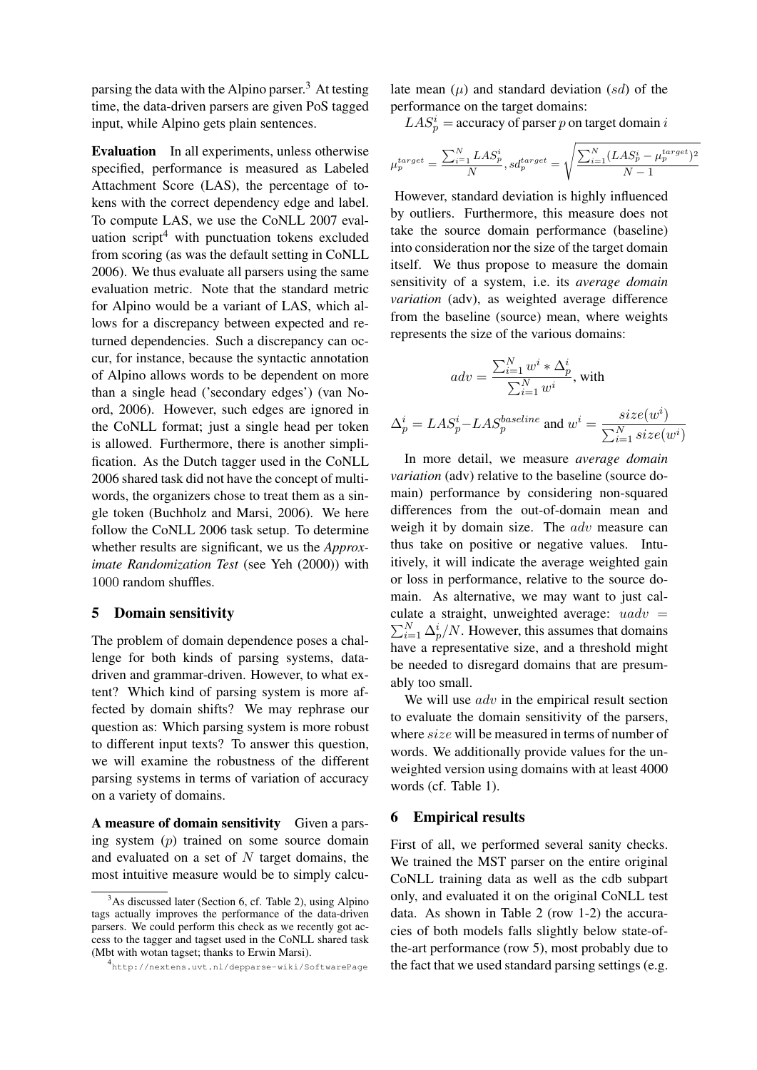parsing the data with the Alpino parser.[3] At testing time, the data-driven parsers are given PoS tagged input, while Alpino gets plain sentences.

**Evaluation** In all experiments, unless otherwise specified, performance is measured as Labeled Attachment Score (LAS), the percentage of tokens with the correct dependency edge and label. To compute LAS, we use the CoNLL 2007 evaluation script[4] with punctuation tokens excluded from scoring (as was the default setting in CoNLL 2006). We thus evaluate all parsers using the same evaluation metric. Note that the standard metric for Alpino would be a variant of LAS, which allows for a discrepancy between expected and returned dependencies. Such a discrepancy can occur, for instance, because the syntactic annotation of Alpino allows words to be dependent on more than a single head ('secondary edges') (van Noord, 2006). However, such edges are ignored in the CoNLL format; just a single head per token is allowed. Furthermore, there is another simplification. As the Dutch tagger used in the CoNLL 2006 shared task did not have the concept of multiwords, the organizers chose to treat them as a single token (Buchholz and Marsi, 2006). We here follow the CoNLL 2006 task setup. To determine whether results are significant, we us the *Approximate Randomization Test* (see Yeh (2000)) with 1000 random shuffles.

## 5 Domain sensitivity

The problem of domain dependence poses a challenge for both kinds of parsing systems, data-driven and grammar-driven. However, to what extent? Which kind of parsing system is more affected by domain shifts? We may rephrase our question as: Which parsing system is more robust to different input texts? To answer this question, we will examine the robustness of the different parsing systems in terms of variation of accuracy on a variety of domains.

**A measure of domain sensitivity** Given a parsing system ($p$) trained on some source domain and evaluated on a set of $N$ target domains, the most intuitive measure would be to simply calculate mean ($\mu$) and standard deviation ($sd$) of the performance on the target domains:

$LAS_p^i$ = accuracy of parser $p$ on target domain $i$

$$\mu_p^{target} = \frac{\sum_{i=1}^{N} LAS_p^i}{N}, sd_p^{target} = \sqrt{\frac{\sum_{i=1}^{N}(LAS_p^i - \mu_p^{target})^2}{N-1}}$$

However, standard deviation is highly influenced by outliers. Furthermore, this measure does not take the source domain performance (baseline) into consideration nor the size of the target domain itself. We thus propose to measure the domain sensitivity of a system, i.e. its *average domain variation* (adv), as weighted average difference from the baseline (source) mean, where weights represents the size of the various domains:

$$adv = \frac{\sum_{i=1}^{N} w^i * \Delta_p^i}{\sum_{i=1}^{N} w^i}, \text{ with}$$

$$\Delta_p^i = LAS_p^i - LAS_p^{baseline} \text{ and } w^i = \frac{size(w^i)}{\sum_{i=1}^{N} size(w^i)}$$

In more detail, we measure *average domain variation* (adv) relative to the baseline (source domain) performance by considering non-squared differences from the out-of-domain mean and weigh it by domain size. The $adv$ measure can thus take on positive or negative values. Intuitively, it will indicate the average weighted gain or loss in performance, relative to the source domain. As alternative, we may want to just calculate a straight, unweighted average: $uadv = \sum_{i=1}^{N} \Delta_p^i / N$. However, this assumes that domains have a representative size, and a threshold might be needed to disregard domains that are presumably too small.

We will use $adv$ in the empirical result section to evaluate the domain sensitivity of the parsers, where $size$ will be measured in terms of number of words. We additionally provide values for the unweighted version using domains with at least 4000 words (cf. Table 1).

## 6 Empirical results

First of all, we performed several sanity checks. We trained the MST parser on the entire original CoNLL training data as well as the cdb subpart only, and evaluated it on the original CoNLL test data. As shown in Table 2 (row 1-2) the accuracies of both models falls slightly below state-of-the-art performance (row 5), most probably due to the fact that we used standard parsing settings (e.g.

[3] As discussed later (Section 6, cf. Table 2), using Alpino tags actually improves the performance of the data-driven parsers. We could perform this check as we recently got access to the tagger and tagset used in the CoNLL shared task (Mbt with wotan tagset; thanks to Erwin Marsi).

[4] http://nextens.uvt.nl/depparse-wiki/SoftwarePage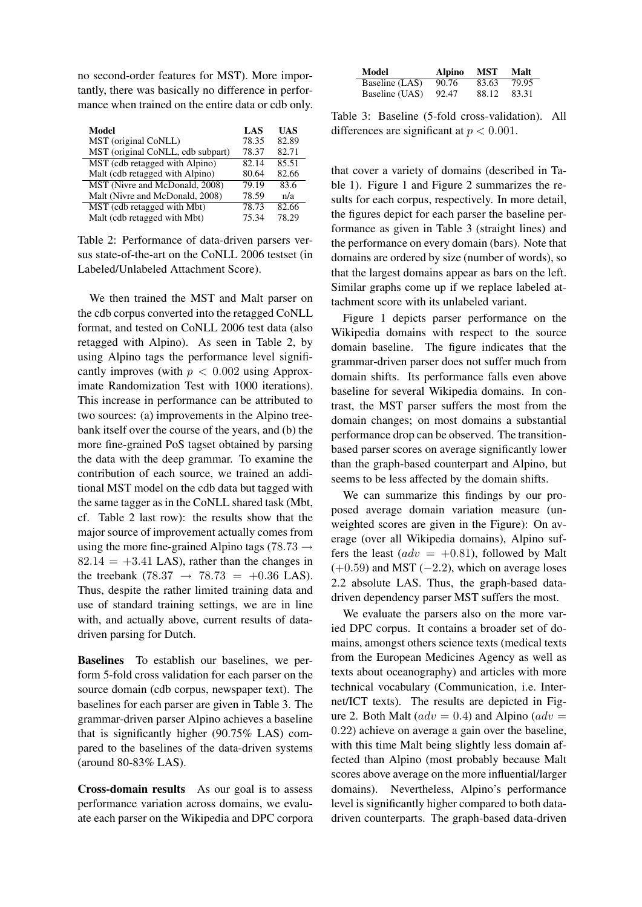no second-order features for MST). More importantly, there was basically no difference in performance when trained on the entire data or cdb only.

| Model | LAS | UAS |
|---|---|---|
| MST (original CoNLL) | 78.35 | 82.89 |
| MST (original CoNLL, cdb subpart) | 78.37 | 82.71 |
| MST (cdb retagged with Alpino) | 82.14 | 85.51 |
| Malt (cdb retagged with Alpino) | 80.64 | 82.66 |
| MST (Nivre and McDonald, 2008) | 79.19 | 83.6 |
| Malt (Nivre and McDonald, 2008) | 78.59 | n/a |
| MST (cdb retagged with Mbt) | 78.73 | 82.66 |
| Malt (cdb retagged with Mbt) | 75.34 | 78.29 |

Table 2: Performance of data-driven parsers versus state-of-the-art on the CoNLL 2006 testset (in Labeled/Unlabeled Attachment Score).

We then trained the MST and Malt parser on the cdb corpus converted into the retagged CoNLL format, and tested on CoNLL 2006 test data (also retagged with Alpino). As seen in Table 2, by using Alpino tags the performance level significantly improves (with $p < 0.002$ using Approximate Randomization Test with 1000 iterations). This increase in performance can be attributed to two sources: (a) improvements in the Alpino treebank itself over the course of the years, and (b) the more fine-grained PoS tagset obtained by parsing the data with the deep grammar. To examine the contribution of each source, we trained an additional MST model on the cdb data but tagged with the same tagger as in the CoNLL shared task (Mbt, cf. Table 2 last row): the results show that the major source of improvement actually comes from using the more fine-grained Alpino tags ($78.73 \rightarrow 82.14 = +3.41$ LAS), rather than the changes in the treebank ($78.37 \rightarrow 78.73 = +0.36$ LAS). Thus, despite the rather limited training data and use of standard training settings, we are in line with, and actually above, current results of data-driven parsing for Dutch.

**Baselines** To establish our baselines, we perform 5-fold cross validation for each parser on the source domain (cdb corpus, newspaper text). The baselines for each parser are given in Table 3. The grammar-driven parser Alpino achieves a baseline that is significantly higher (90.75% LAS) compared to the baselines of the data-driven systems (around 80-83% LAS).

**Cross-domain results** As our goal is to assess performance variation across domains, we evaluate each parser on the Wikipedia and DPC corpora that cover a variety of domains (described in Table 1). Figure 1 and Figure 2 summarizes the results for each corpus, respectively. In more detail, the figures depict for each parser the baseline performance as given in Table 3 (straight lines) and the performance on every domain (bars). Note that domains are ordered by size (number of words), so that the largest domains appear as bars on the left. Similar graphs come up if we replace labeled attachment score with its unlabeled variant.

| Model | Alpino | MST | Malt |
|---|---|---|---|
| Baseline (LAS) | 90.76 | 83.63 | 79.95 |
| Baseline (UAS) | 92.47 | 88.12 | 83.31 |

Table 3: Baseline (5-fold cross-validation). All differences are significant at $p < 0.001$.

Figure 1 depicts parser performance on the Wikipedia domains with respect to the source domain baseline. The figure indicates that the grammar-driven parser does not suffer much from domain shifts. Its performance falls even above baseline for several Wikipedia domains. In contrast, the MST parser suffers the most from the domain changes; on most domains a substantial performance drop can be observed. The transition-based parser scores on average significantly lower than the graph-based counterpart and Alpino, but seems to be less affected by the domain shifts.

We can summarize this findings by our proposed average domain variation measure (unweighted scores are given in the Figure): On average (over all Wikipedia domains), Alpino suffers the least ($adv = +0.81$), followed by Malt ($+0.59$) and MST ($-2.2$), which on average loses 2.2 absolute LAS. Thus, the graph-based data-driven dependency parser MST suffers the most.

We evaluate the parsers also on the more varied DPC corpus. It contains a broader set of domains, amongst others science texts (medical texts from the European Medicines Agency as well as texts about oceanography) and articles with more technical vocabulary (Communication, i.e. Internet/ICT texts). The results are depicted in Figure 2. Both Malt ($adv = 0.4$) and Alpino ($adv = 0.22$) achieve on average a gain over the baseline, with this time Malt being slightly less domain affected than Alpino (most probably because Malt scores above average on the more influential/larger domains). Nevertheless, Alpino's performance level is significantly higher compared to both data-driven counterparts. The graph-based data-driven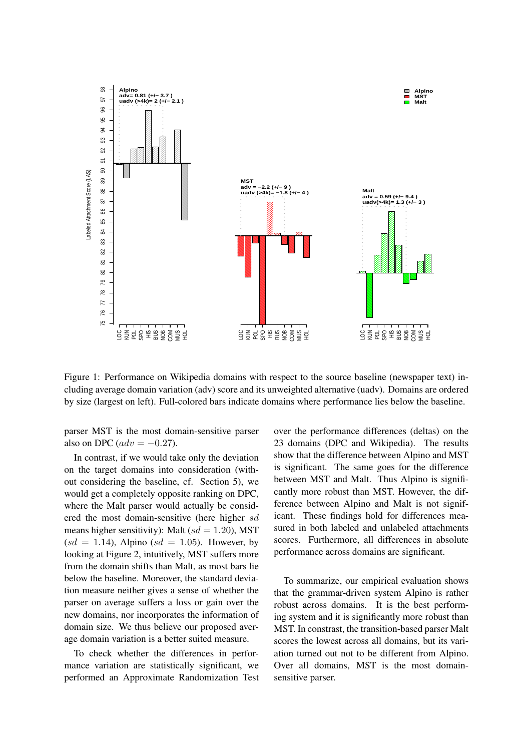Figure 1: Performance on Wikipedia domains with respect to the source baseline (newspaper text) including average domain variation (adv) score and its unweighted alternative (uadv). Domains are ordered by size (largest on left). Full-colored bars indicate domains where performance lies below the baseline.

parser MST is the most domain-sensitive parser also on DPC ($adv = -0.27$).

In contrast, if we would take only the deviation on the target domains into consideration (without considering the baseline, cf. Section 5), we would get a completely opposite ranking on DPC, where the Malt parser would actually be considered the most domain-sensitive (here higher $sd$ means higher sensitivity): Malt ($sd = 1.20$), MST ($sd = 1.14$), Alpino ($sd = 1.05$). However, by looking at Figure 2, intuitively, MST suffers more from the domain shifts than Malt, as most bars lie below the baseline. Moreover, the standard deviation measure neither gives a sense of whether the parser on average suffers a loss or gain over the new domains, nor incorporates the information of domain size. We thus believe our proposed average domain variation is a better suited measure.

To check whether the differences in performance variation are statistically significant, we performed an Approximate Randomization Test over the performance differences (deltas) on the 23 domains (DPC and Wikipedia). The results show that the difference between Alpino and MST is significant. The same goes for the difference between MST and Malt. Thus Alpino is significantly more robust than MST. However, the difference between Alpino and Malt is not significant. These findings hold for differences measured in both labeled and unlabeled attachments scores. Furthermore, all differences in absolute performance across domains are significant.

To summarize, our empirical evaluation shows that the grammar-driven system Alpino is rather robust across domains. It is the best performing system and it is significantly more robust than MST. In contrast, the transition-based parser Malt scores the lowest across all domains, but its variation turned out not to be different from Alpino. Over all domains, MST is the most domain-sensitive parser.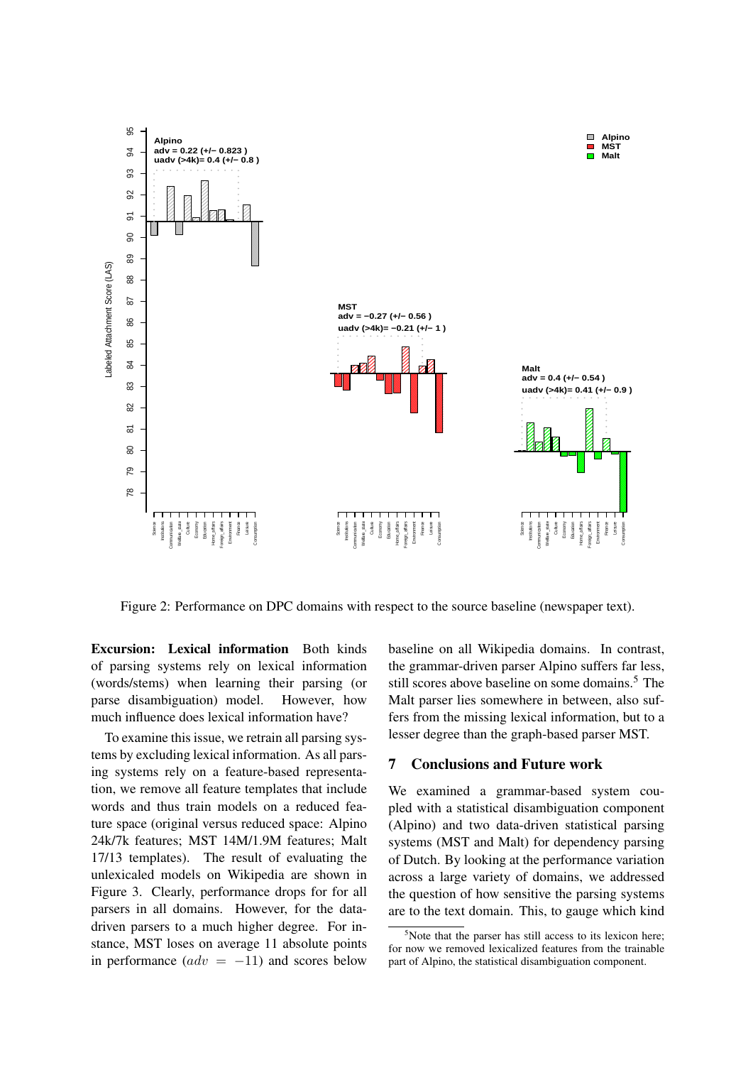Figure 2: Performance on DPC domains with respect to the source baseline (newspaper text).

**Excursion: Lexical information** Both kinds of parsing systems rely on lexical information (words/stems) when learning their parsing (or parse disambiguation) model. However, how much influence does lexical information have?

To examine this issue, we retrain all parsing systems by excluding lexical information. As all parsing systems rely on a feature-based representation, we remove all feature templates that include words and thus train models on a reduced feature space (original versus reduced space: Alpino 24k/7k features; MST 14M/1.9M features; Malt 17/13 templates). The result of evaluating the unlexicaled models on Wikipedia are shown in Figure 3. Clearly, performance drops for for all parsers in all domains. However, for the data-driven parsers to a much higher degree. For instance, MST loses on average 11 absolute points in performance ($adv = -11$) and scores below baseline on all Wikipedia domains. In contrast, the grammar-driven parser Alpino suffers far less, still scores above baseline on some domains.[5] The Malt parser lies somewhere in between, also suffers from the missing lexical information, but to a lesser degree than the graph-based parser MST.

## 7 Conclusions and Future work

We examined a grammar-based system coupled with a statistical disambiguation component (Alpino) and two data-driven statistical parsing systems (MST and Malt) for dependency parsing of Dutch. By looking at the performance variation across a large variety of domains, we addressed the question of how sensitive the parsing systems are to the text domain. This, to gauge which kind

[5]Note that the parser has still access to its lexicon here; for now we removed lexicalized features from the trainable part of Alpino, the statistical disambiguation component.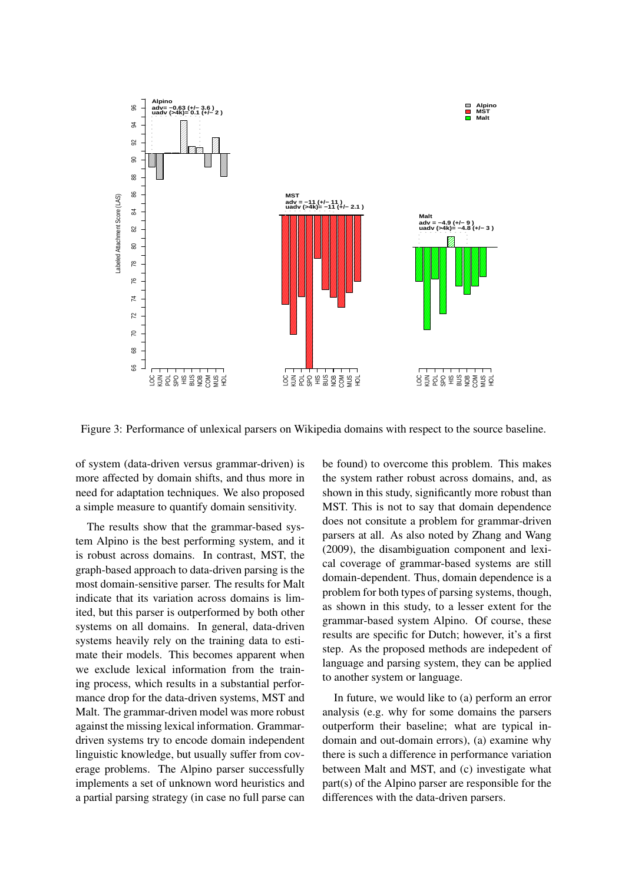Figure 3: Performance of unlexical parsers on Wikipedia domains with respect to the source baseline.

of system (data-driven versus grammar-driven) is more affected by domain shifts, and thus more in need for adaptation techniques. We also proposed a simple measure to quantify domain sensitivity.

The results show that the grammar-based system Alpino is the best performing system, and it is robust across domains. In contrast, MST, the graph-based approach to data-driven parsing is the most domain-sensitive parser. The results for Malt indicate that its variation across domains is limited, but this parser is outperformed by both other systems on all domains. In general, data-driven systems heavily rely on the training data to estimate their models. This becomes apparent when we exclude lexical information from the training process, which results in a substantial performance drop for the data-driven systems, MST and Malt. The grammar-driven model was more robust against the missing lexical information. Grammar-driven systems try to encode domain independent linguistic knowledge, but usually suffer from coverage problems. The Alpino parser successfully implements a set of unknown word heuristics and a partial parsing strategy (in case no full parse can be found) to overcome this problem. This makes the system rather robust across domains, and, as shown in this study, significantly more robust than MST. This is not to say that domain dependence does not consitute a problem for grammar-driven parsers at all. As also noted by Zhang and Wang (2009), the disambiguation component and lexical coverage of grammar-based systems are still domain-dependent. Thus, domain dependence is a problem for both types of parsing systems, though, as shown in this study, to a lesser extent for the grammar-based system Alpino. Of course, these results are specific for Dutch; however, it's a first step. As the proposed methods are indepedent of language and parsing system, they can be applied to another system or language.

In future, we would like to (a) perform an error analysis (e.g. why for some domains the parsers outperform their baseline; what are typical in-domain and out-domain errors), (a) examine why there is such a difference in performance variation between Malt and MST, and (c) investigate what part(s) of the Alpino parser are responsible for the differences with the data-driven parsers.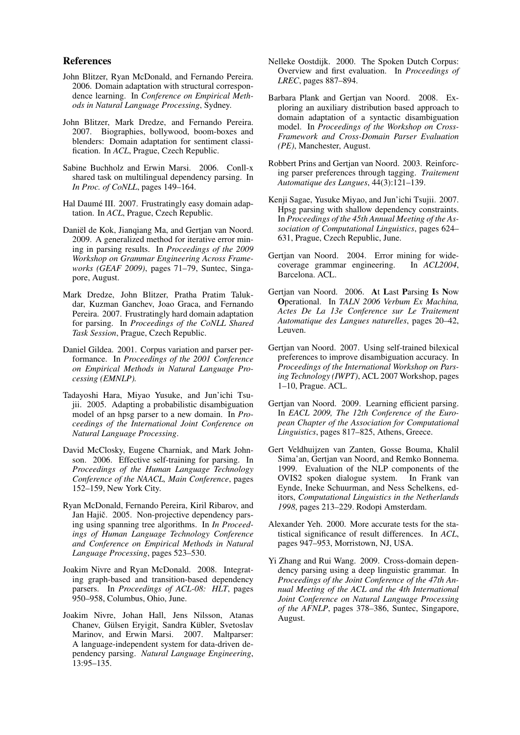## References

John Blitzer, Ryan McDonald, and Fernando Pereira. 2006. Domain adaptation with structural correspondence learning. In *Conference on Empirical Methods in Natural Language Processing*, Sydney.

John Blitzer, Mark Dredze, and Fernando Pereira. 2007. Biographies, bollywood, boom-boxes and blenders: Domain adaptation for sentiment classification. In *ACL*, Prague, Czech Republic.

Sabine Buchholz and Erwin Marsi. 2006. Conll-x shared task on multilingual dependency parsing. In *In Proc. of CoNLL*, pages 149–164.

Hal Daumé III. 2007. Frustratingly easy domain adaptation. In *ACL*, Prague, Czech Republic.

Daniël de Kok, Jianqiang Ma, and Gertjan van Noord. 2009. A generalized method for iterative error mining in parsing results. In *Proceedings of the 2009 Workshop on Grammar Engineering Across Frameworks (GEAF 2009)*, pages 71–79, Suntec, Singapore, August.

Mark Dredze, John Blitzer, Pratha Pratim Talukdar, Kuzman Ganchev, Joao Graca, and Fernando Pereira. 2007. Frustratingly hard domain adaptation for parsing. In *Proceedings of the CoNLL Shared Task Session*, Prague, Czech Republic.

Daniel Gildea. 2001. Corpus variation and parser performance. In *Proceedings of the 2001 Conference on Empirical Methods in Natural Language Processing (EMNLP)*.

Tadayoshi Hara, Miyao Yusuke, and Jun'ichi Tsujii. 2005. Adapting a probabilistic disambiguation model of an hpsg parser to a new domain. In *Proceedings of the International Joint Conference on Natural Language Processing*.

David McClosky, Eugene Charniak, and Mark Johnson. 2006. Effective self-training for parsing. In *Proceedings of the Human Language Technology Conference of the NAACL, Main Conference*, pages 152–159, New York City.

Ryan McDonald, Fernando Pereira, Kiril Ribarov, and Jan Hajič. 2005. Non-projective dependency parsing using spanning tree algorithms. In *In Proceedings of Human Language Technology Conference and Conference on Empirical Methods in Natural Language Processing*, pages 523–530.

Joakim Nivre and Ryan McDonald. 2008. Integrating graph-based and transition-based dependency parsers. In *Proceedings of ACL-08: HLT*, pages 950–958, Columbus, Ohio, June.

Joakim Nivre, Johan Hall, Jens Nilsson, Atanas Chanev, Gülsen Eryigit, Sandra Kübler, Svetoslav Marinov, and Erwin Marsi. 2007. Maltparser: A language-independent system for data-driven dependency parsing. *Natural Language Engineering*, 13:95–135.

Nelleke Oostdijk. 2000. The Spoken Dutch Corpus: Overview and first evaluation. In *Proceedings of LREC*, pages 887–894.

Barbara Plank and Gertjan van Noord. 2008. Exploring an auxiliary distribution based approach to domain adaptation of a syntactic disambiguation model. In *Proceedings of the Workshop on Cross-Framework and Cross-Domain Parser Evaluation (PE)*, Manchester, August.

Robbert Prins and Gertjan van Noord. 2003. Reinforcing parser preferences through tagging. *Traitement Automatique des Langues*, 44(3):121–139.

Kenji Sagae, Yusuke Miyao, and Jun'ichi Tsujii. 2007. Hpsg parsing with shallow dependency constraints. In *Proceedings of the 45th Annual Meeting of the Association of Computational Linguistics*, pages 624–631, Prague, Czech Republic, June.

Gertjan van Noord. 2004. Error mining for wide-coverage grammar engineering. In *ACL2004*, Barcelona. ACL.

Gertjan van Noord. 2006. **A**t **L**ast **P**arsing **I**s **N**ow **O**perational. In *TALN 2006 Verbum Ex Machina, Actes De La 13e Conference sur Le Traitement Automatique des Langues naturelles*, pages 20–42, Leuven.

Gertjan van Noord. 2007. Using self-trained bilexical preferences to improve disambiguation accuracy. In *Proceedings of the International Workshop on Parsing Technology (IWPT)*, ACL 2007 Workshop, pages 1–10, Prague. ACL.

Gertjan van Noord. 2009. Learning efficient parsing. In *EACL 2009, The 12th Conference of the European Chapter of the Association for Computational Linguistics*, pages 817–825, Athens, Greece.

Gert Veldhuijzen van Zanten, Gosse Bouma, Khalil Sima'an, Gertjan van Noord, and Remko Bonnema. 1999. Evaluation of the NLP components of the OVIS2 spoken dialogue system. In Frank van Eynde, Ineke Schuurman, and Ness Schelkens, editors, *Computational Linguistics in the Netherlands 1998*, pages 213–229. Rodopi Amsterdam.

Alexander Yeh. 2000. More accurate tests for the statistical significance of result differences. In *ACL*, pages 947–953, Morristown, NJ, USA.

Yi Zhang and Rui Wang. 2009. Cross-domain dependency parsing using a deep linguistic grammar. In *Proceedings of the Joint Conference of the 47th Annual Meeting of the ACL and the 4th International Joint Conference on Natural Language Processing of the AFNLP*, pages 378–386, Suntec, Singapore, August.